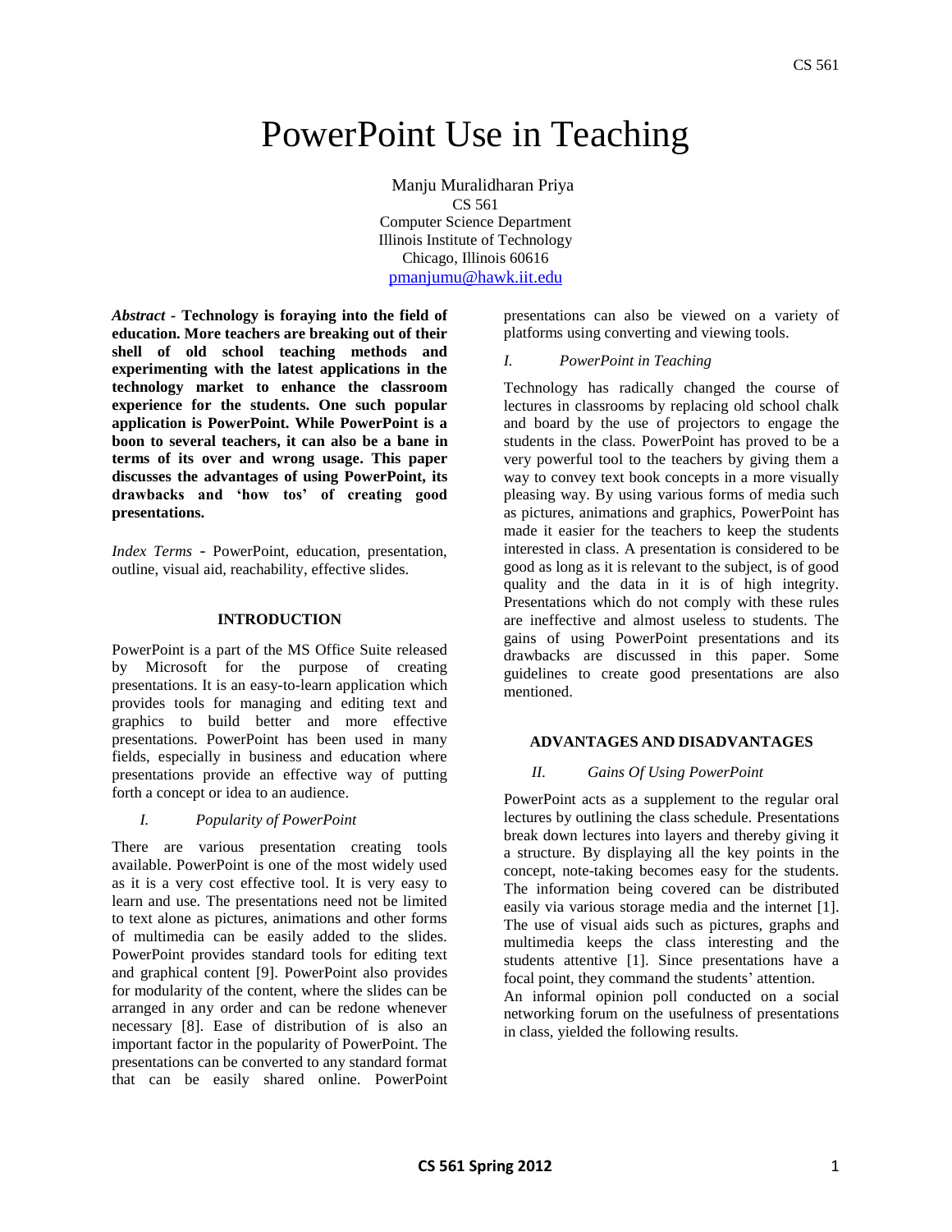# PowerPoint Use in Teaching

Manju Muralidharan Priya
CS 561
Computer Science Department
Illinois Institute of Technology
Chicago, Illinois 60616
pmanjumu@hawk.iit.edu

***Abstract* - Technology is foraying into the field of education. More teachers are breaking out of their shell of old school teaching methods and experimenting with the latest applications in the technology market to enhance the classroom experience for the students. One such popular application is PowerPoint. While PowerPoint is a boon to several teachers, it can also be a bane in terms of its over and wrong usage. This paper discusses the advantages of using PowerPoint, its drawbacks and 'how tos' of creating good presentations.**

*Index Terms* - PowerPoint, education, presentation, outline, visual aid, reachability, effective slides.

## INTRODUCTION

PowerPoint is a part of the MS Office Suite released by Microsoft for the purpose of creating presentations. It is an easy-to-learn application which provides tools for managing and editing text and graphics to build better and more effective presentations. PowerPoint has been used in many fields, especially in business and education where presentations provide an effective way of putting forth a concept or idea to an audience.

### *I. Popularity of PowerPoint*

There are various presentation creating tools available. PowerPoint is one of the most widely used as it is a very cost effective tool. It is very easy to learn and use. The presentations need not be limited to text alone as pictures, animations and other forms of multimedia can be easily added to the slides. PowerPoint provides standard tools for editing text and graphical content [9]. PowerPoint also provides for modularity of the content, where the slides can be arranged in any order and can be redone whenever necessary [8]. Ease of distribution of is also an important factor in the popularity of PowerPoint. The presentations can be converted to any standard format that can be easily shared online. PowerPoint presentations can also be viewed on a variety of platforms using converting and viewing tools.

### *I. PowerPoint in Teaching*

Technology has radically changed the course of lectures in classrooms by replacing old school chalk and board by the use of projectors to engage the students in the class. PowerPoint has proved to be a very powerful tool to the teachers by giving them a way to convey text book concepts in a more visually pleasing way. By using various forms of media such as pictures, animations and graphics, PowerPoint has made it easier for the teachers to keep the students interested in class. A presentation is considered to be good as long as it is relevant to the subject, is of good quality and the data in it is of high integrity. Presentations which do not comply with these rules are ineffective and almost useless to students. The gains of using PowerPoint presentations and its drawbacks are discussed in this paper. Some guidelines to create good presentations are also mentioned.

## ADVANTAGES AND DISADVANTAGES

### *II. Gains Of Using PowerPoint*

PowerPoint acts as a supplement to the regular oral lectures by outlining the class schedule. Presentations break down lectures into layers and thereby giving it a structure. By displaying all the key points in the concept, note-taking becomes easy for the students. The information being covered can be distributed easily via various storage media and the internet [1]. The use of visual aids such as pictures, graphs and multimedia keeps the class interesting and the students attentive [1]. Since presentations have a focal point, they command the students' attention.
An informal opinion poll conducted on a social networking forum on the usefulness of presentations in class, yielded the following results.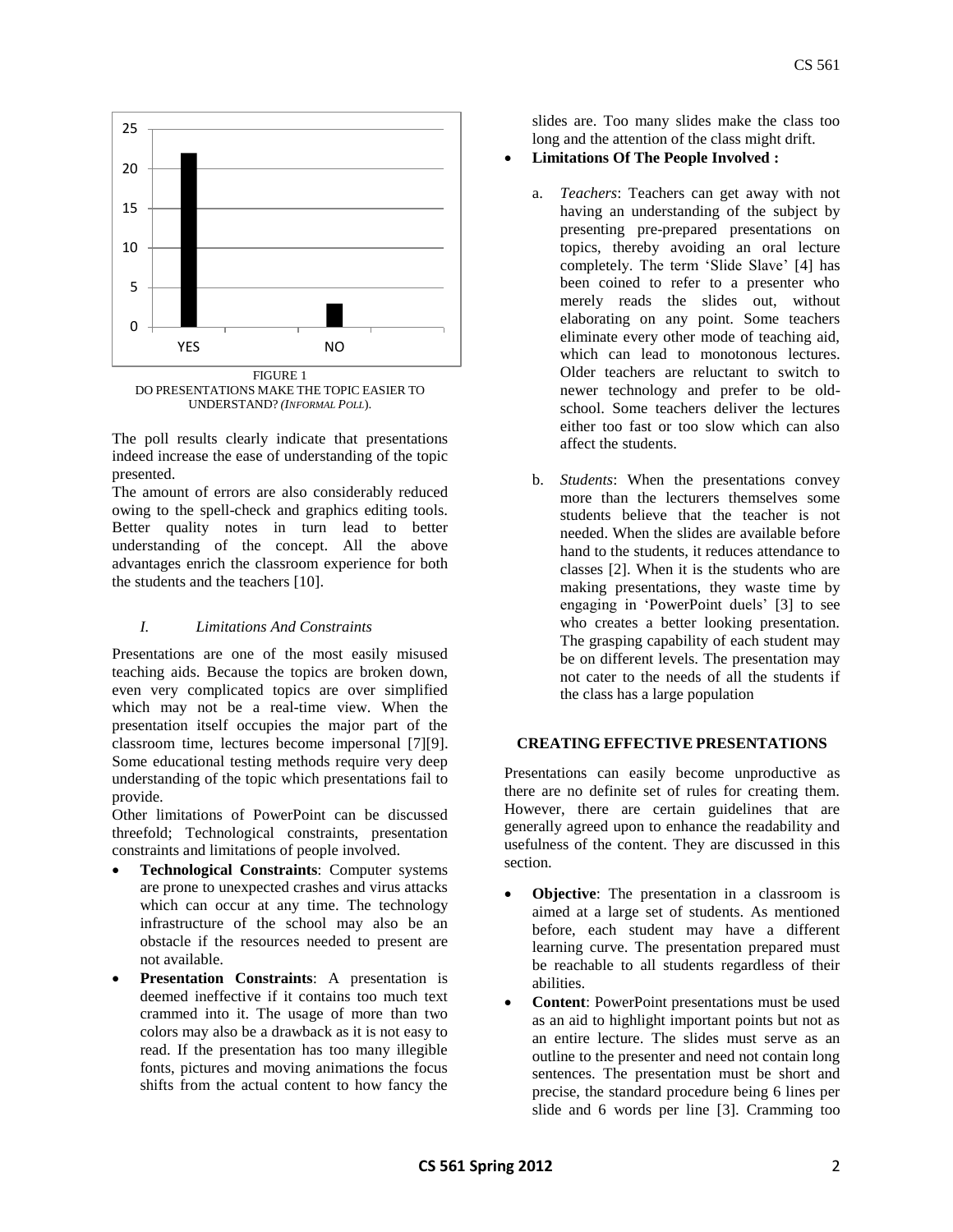FIGURE 1
DO PRESENTATIONS MAKE THE TOPIC EASIER TO UNDERSTAND? *(INFORMAL POLL)*.

The poll results clearly indicate that presentations indeed increase the ease of understanding of the topic presented.

The amount of errors are also considerably reduced owing to the spell-check and graphics editing tools. Better quality notes in turn lead to better understanding of the concept. All the above advantages enrich the classroom experience for both the students and the teachers [10].

### *I. Limitations And Constraints*

Presentations are one of the most easily misused teaching aids. Because the topics are broken down, even very complicated topics are over simplified which may not be a real-time view. When the presentation itself occupies the major part of the classroom time, lectures become impersonal [7][9]. Some educational testing methods require very deep understanding of the topic which presentations fail to provide.

Other limitations of PowerPoint can be discussed threefold; Technological constraints, presentation constraints and limitations of people involved.

- **Technological Constraints**: Computer systems are prone to unexpected crashes and virus attacks which can occur at any time. The technology infrastructure of the school may also be an obstacle if the resources needed to present are not available.
- **Presentation Constraints**: A presentation is deemed ineffective if it contains too much text crammed into it. The usage of more than two colors may also be a drawback as it is not easy to read. If the presentation has too many illegible fonts, pictures and moving animations the focus shifts from the actual content to how fancy the slides are. Too many slides make the class too long and the attention of the class might drift.
- **Limitations Of The People Involved :**
  a. *Teachers*: Teachers can get away with not having an understanding of the subject by presenting pre-prepared presentations on topics, thereby avoiding an oral lecture completely. The term 'Slide Slave' [4] has been coined to refer to a presenter who merely reads the slides out, without elaborating on any point. Some teachers eliminate every other mode of teaching aid, which can lead to monotonous lectures. Older teachers are reluctant to switch to newer technology and prefer to be old-school. Some teachers deliver the lectures either too fast or too slow which can also affect the students.

  b. *Students*: When the presentations convey more than the lecturers themselves some students believe that the teacher is not needed. When the slides are available before hand to the students, it reduces attendance to classes [2]. When it is the students who are making presentations, they waste time by engaging in 'PowerPoint duels' [3] to see who creates a better looking presentation. The grasping capability of each student may be on different levels. The presentation may not cater to the needs of all the students if the class has a large population

## CREATING EFFECTIVE PRESENTATIONS

Presentations can easily become unproductive as there are no definite set of rules for creating them. However, there are certain guidelines that are generally agreed upon to enhance the readability and usefulness of the content. They are discussed in this section.

- **Objective**: The presentation in a classroom is aimed at a large set of students. As mentioned before, each student may have a different learning curve. The presentation prepared must be reachable to all students regardless of their abilities.
- **Content**: PowerPoint presentations must be used as an aid to highlight important points but not as an entire lecture. The slides must serve as an outline to the presenter and need not contain long sentences. The presentation must be short and precise, the standard procedure being 6 lines per slide and 6 words per line [3]. Cramming too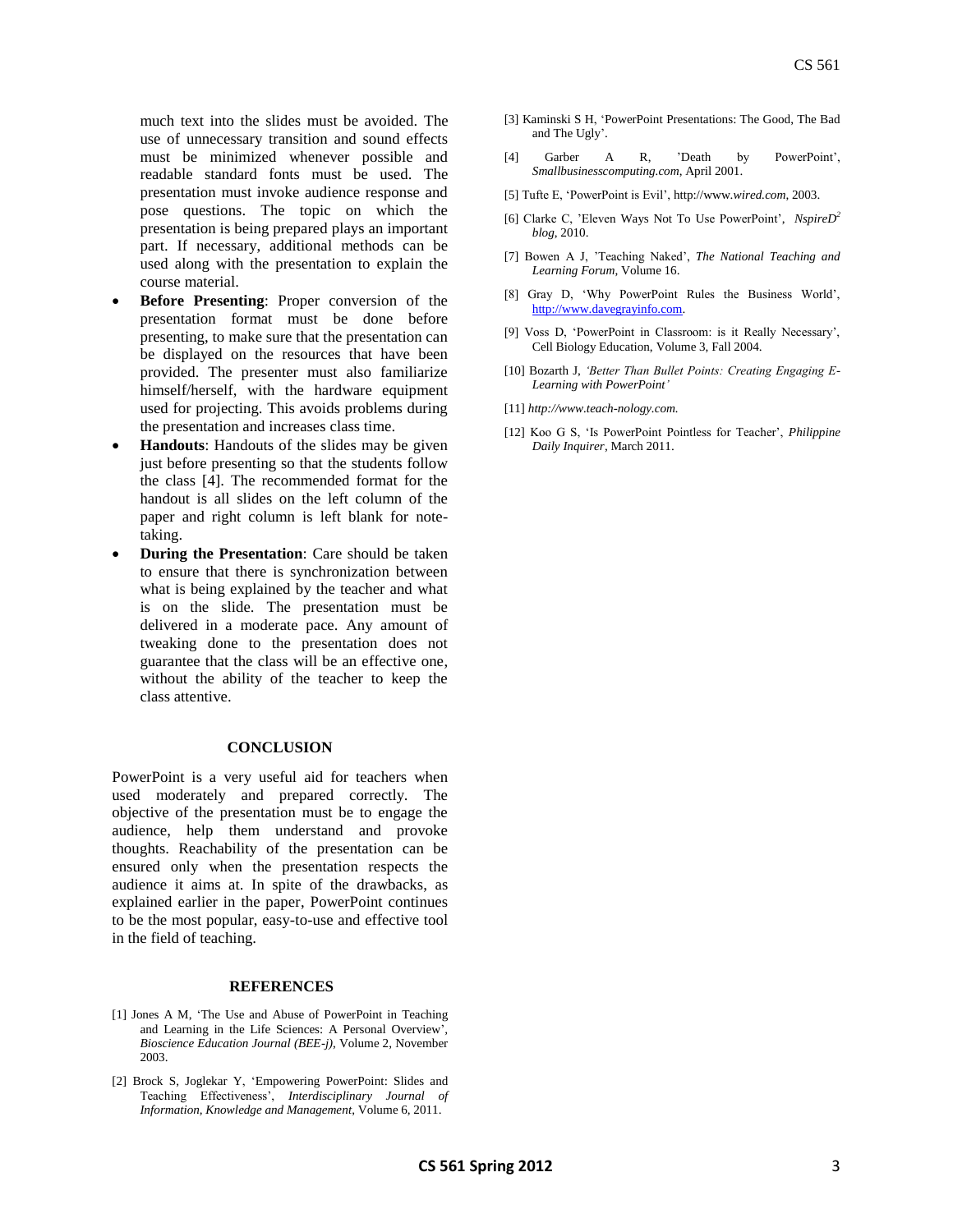much text into the slides must be avoided. The use of unnecessary transition and sound effects must be minimized whenever possible and readable standard fonts must be used. The presentation must invoke audience response and pose questions. The topic on which the presentation is being prepared plays an important part. If necessary, additional methods can be used along with the presentation to explain the course material.

- **Before Presenting**: Proper conversion of the presentation format must be done before presenting, to make sure that the presentation can be displayed on the resources that have been provided. The presenter must also familiarize himself/herself, with the hardware equipment used for projecting. This avoids problems during the presentation and increases class time.
- **Handouts**: Handouts of the slides may be given just before presenting so that the students follow the class [4]. The recommended format for the handout is all slides on the left column of the paper and right column is left blank for note-taking.
- **During the Presentation**: Care should be taken to ensure that there is synchronization between what is being explained by the teacher and what is on the slide. The presentation must be delivered in a moderate pace. Any amount of tweaking done to the presentation does not guarantee that the class will be an effective one, without the ability of the teacher to keep the class attentive.

## CONCLUSION

PowerPoint is a very useful aid for teachers when used moderately and prepared correctly. The objective of the presentation must be to engage the audience, help them understand and provoke thoughts. Reachability of the presentation can be ensured only when the presentation respects the audience it aims at. In spite of the drawbacks, as explained earlier in the paper, PowerPoint continues to be the most popular, easy-to-use and effective tool in the field of teaching.

## REFERENCES

[1] Jones A M, 'The Use and Abuse of PowerPoint in Teaching and Learning in the Life Sciences: A Personal Overview', *Bioscience Education Journal (BEE-j)*, Volume 2, November 2003.

[2] Brock S, Joglekar Y, 'Empowering PowerPoint: Slides and Teaching Effectiveness', *Interdisciplinary Journal of Information, Knowledge and Management*, Volume 6, 2011.

[3] Kaminski S H, 'PowerPoint Presentations: The Good, The Bad and The Ugly'.

[4] Garber A R, 'Death by PowerPoint', *Smallbusinesscomputing.com*, April 2001.

[5] Tufte E, 'PowerPoint is Evil', http://www.*wired.com*, 2003.

[6] Clarke C, 'Eleven Ways Not To Use PowerPoint', *NspireD$^2$ blog*, 2010.

[7] Bowen A J, 'Teaching Naked', *The National Teaching and Learning Forum*, Volume 16.

[8] Gray D, 'Why PowerPoint Rules the Business World', http://www.davegrayinfo.com.

[9] Voss D, 'PowerPoint in Classroom: is it Really Necessary', Cell Biology Education, Volume 3, Fall 2004.

[10] Bozarth J, *'Better Than Bullet Points: Creating Engaging E-Learning with PowerPoint'*

[11] *http://www.teach-nology.com.*

[12] Koo G S, 'Is PowerPoint Pointless for Teacher', *Philippine Daily Inquirer*, March 2011.